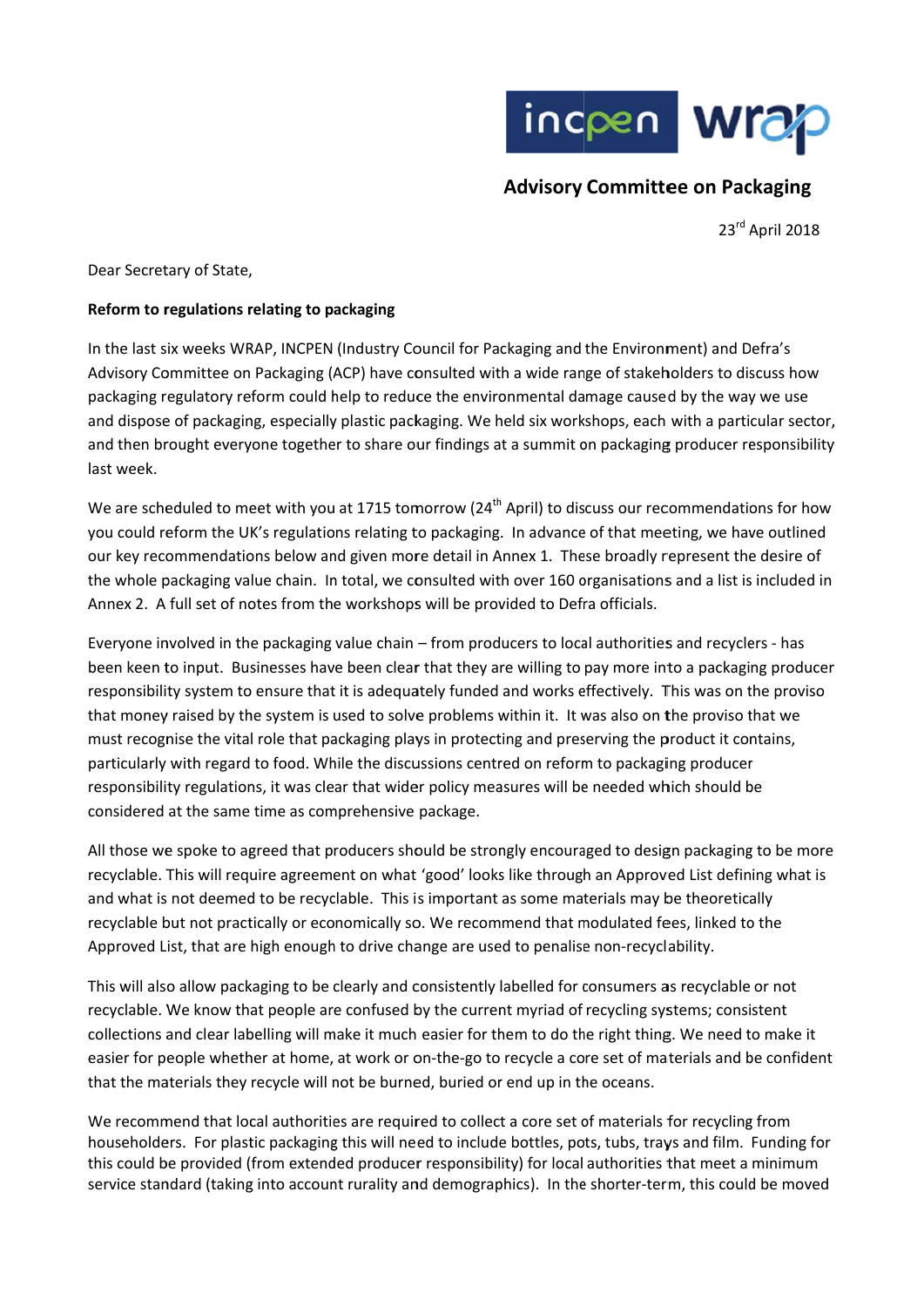**Advisory Committee on Packaging**

23rd April 2018

Dear Secretary of State,

**Reform to regulations relating to packaging**

In the last six weeks WRAP, INCPEN (Industry Council for Packaging and the Environment) and Defra's Advisory Committee on Packaging (ACP) have consulted with a wide range of stakeholders to discuss how packaging regulatory reform could help to reduce the environmental damage caused by the way we use and dispose of packaging, especially plastic packaging. We held six workshops, each with a particular sector, and then brought everyone together to share our findings at a summit on packaging producer responsibility last week.

We are scheduled to meet with you at 1715 tomorrow (24th April) to discuss our recommendations for how you could reform the UK's regulations relating to packaging. In advance of that meeting, we have outlined our key recommendations below and given more detail in Annex 1. These broadly represent the desire of the whole packaging value chain. In total, we consulted with over 160 organisations and a list is included in Annex 2. A full set of notes from the workshops will be provided to Defra officials.

Everyone involved in the packaging value chain – from producers to local authorities and recyclers - has been keen to input. Businesses have been clear that they are willing to pay more into a packaging producer responsibility system to ensure that it is adequately funded and works effectively. This was on the proviso that money raised by the system is used to solve problems within it. It was also on the proviso that we must recognise the vital role that packaging plays in protecting and preserving the product it contains, particularly with regard to food. While the discussions centred on reform to packaging producer responsibility regulations, it was clear that wider policy measures will be needed which should be considered at the same time as comprehensive package.

All those we spoke to agreed that producers should be strongly encouraged to design packaging to be more recyclable. This will require agreement on what 'good' looks like through an Approved List defining what is and what is not deemed to be recyclable. This is important as some materials may be theoretically recyclable but not practically or economically so. We recommend that modulated fees, linked to the Approved List, that are high enough to drive change are used to penalise non-recyclability.

This will also allow packaging to be clearly and consistently labelled for consumers as recyclable or not recyclable. We know that people are confused by the current myriad of recycling systems; consistent collections and clear labelling will make it much easier for them to do the right thing. We need to make it easier for people whether at home, at work or on-the-go to recycle a core set of materials and be confident that the materials they recycle will not be burned, buried or end up in the oceans.

We recommend that local authorities are required to collect a core set of materials for recycling from householders. For plastic packaging this will need to include bottles, pots, tubs, trays and film. Funding for this could be provided (from extended producer responsibility) for local authorities that meet a minimum service standard (taking into account rurality and demographics). In the shorter-term, this could be moved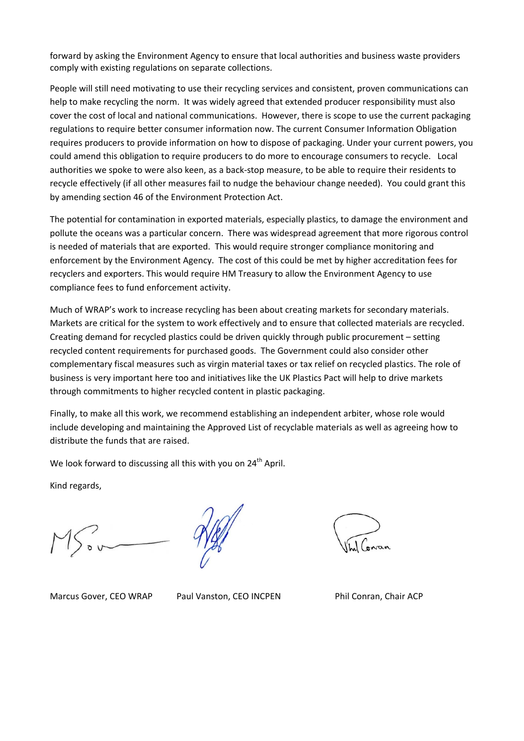forward by asking the Environment Agency to ensure that local authorities and business waste providers comply with existing regulations on separate collections.

People will still need motivating to use their recycling services and consistent, proven communications can help to make recycling the norm. It was widely agreed that extended producer responsibility must also cover the cost of local and national communications. However, there is scope to use the current packaging regulations to require better consumer information now. The current Consumer Information Obligation requires producers to provide information on how to dispose of packaging. Under your current powers, you could amend this obligation to require producers to do more to encourage consumers to recycle. Local authorities we spoke to were also keen, as a back-stop measure, to be able to require their residents to recycle effectively (if all other measures fail to nudge the behaviour change needed). You could grant this by amending section 46 of the Environment Protection Act.

The potential for contamination in exported materials, especially plastics, to damage the environment and pollute the oceans was a particular concern. There was widespread agreement that more rigorous control is needed of materials that are exported. This would require stronger compliance monitoring and enforcement by the Environment Agency. The cost of this could be met by higher accreditation fees for recyclers and exporters. This would require HM Treasury to allow the Environment Agency to use compliance fees to fund enforcement activity.

Much of WRAP's work to increase recycling has been about creating markets for secondary materials. Markets are critical for the system to work effectively and to ensure that collected materials are recycled. Creating demand for recycled plastics could be driven quickly through public procurement – setting recycled content requirements for purchased goods. The Government could also consider other complementary fiscal measures such as virgin material taxes or tax relief on recycled plastics. The role of business is very important here too and initiatives like the UK Plastics Pact will help to drive markets through commitments to higher recycled content in plastic packaging.

Finally, to make all this work, we recommend establishing an independent arbiter, whose role would include developing and maintaining the Approved List of recyclable materials as well as agreeing how to distribute the funds that are raised.

We look forward to discussing all this with you on 24th April.

Kind regards,

Marcus Gover, CEO WRAP Paul Vanston, CEO INCPEN Phil Conran, Chair ACP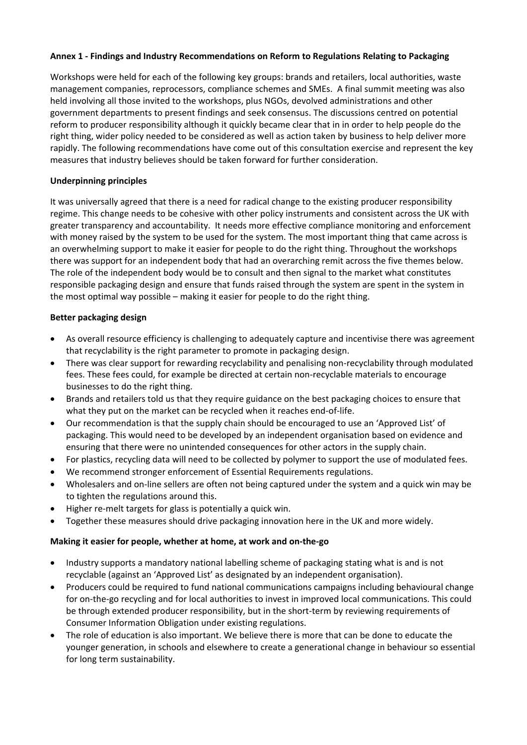**Annex 1 - Findings and Industry Recommendations on Reform to Regulations Relating to Packaging**

Workshops were held for each of the following key groups: brands and retailers, local authorities, waste management companies, reprocessors, compliance schemes and SMEs. A final summit meeting was also held involving all those invited to the workshops, plus NGOs, devolved administrations and other government departments to present findings and seek consensus. The discussions centred on potential reform to producer responsibility although it quickly became clear that in in order to help people do the right thing, wider policy needed to be considered as well as action taken by business to help deliver more rapidly. The following recommendations have come out of this consultation exercise and represent the key measures that industry believes should be taken forward for further consideration.

**Underpinning principles**

It was universally agreed that there is a need for radical change to the existing producer responsibility regime. This change needs to be cohesive with other policy instruments and consistent across the UK with greater transparency and accountability. It needs more effective compliance monitoring and enforcement with money raised by the system to be used for the system. The most important thing that came across is an overwhelming support to make it easier for people to do the right thing. Throughout the workshops there was support for an independent body that had an overarching remit across the five themes below. The role of the independent body would be to consult and then signal to the market what constitutes responsible packaging design and ensure that funds raised through the system are spent in the system in the most optimal way possible – making it easier for people to do the right thing.

**Better packaging design**

- As overall resource efficiency is challenging to adequately capture and incentivise there was agreement that recyclability is the right parameter to promote in packaging design.
- There was clear support for rewarding recyclability and penalising non-recyclability through modulated fees. These fees could, for example be directed at certain non-recyclable materials to encourage businesses to do the right thing.
- Brands and retailers told us that they require guidance on the best packaging choices to ensure that what they put on the market can be recycled when it reaches end-of-life.
- Our recommendation is that the supply chain should be encouraged to use an 'Approved List' of packaging. This would need to be developed by an independent organisation based on evidence and ensuring that there were no unintended consequences for other actors in the supply chain.
- For plastics, recycling data will need to be collected by polymer to support the use of modulated fees.
- We recommend stronger enforcement of Essential Requirements regulations.
- Wholesalers and on-line sellers are often not being captured under the system and a quick win may be to tighten the regulations around this.
- Higher re-melt targets for glass is potentially a quick win.
- Together these measures should drive packaging innovation here in the UK and more widely.

**Making it easier for people, whether at home, at work and on-the-go**

- Industry supports a mandatory national labelling scheme of packaging stating what is and is not recyclable (against an 'Approved List' as designated by an independent organisation).
- Producers could be required to fund national communications campaigns including behavioural change for on-the-go recycling and for local authorities to invest in improved local communications. This could be through extended producer responsibility, but in the short-term by reviewing requirements of Consumer Information Obligation under existing regulations.
- The role of education is also important. We believe there is more that can be done to educate the younger generation, in schools and elsewhere to create a generational change in behaviour so essential for long term sustainability.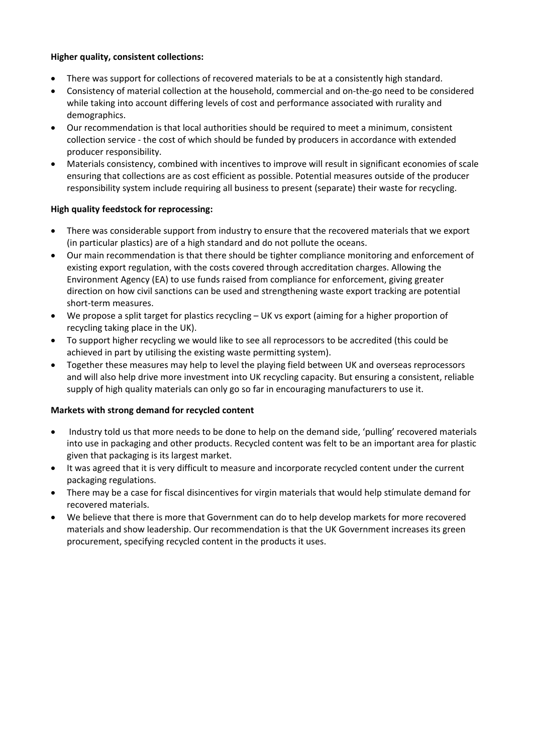**Higher quality, consistent collections:**

- There was support for collections of recovered materials to be at a consistently high standard.
- Consistency of material collection at the household, commercial and on-the-go need to be considered while taking into account differing levels of cost and performance associated with rurality and demographics.
- Our recommendation is that local authorities should be required to meet a minimum, consistent collection service - the cost of which should be funded by producers in accordance with extended producer responsibility.
- Materials consistency, combined with incentives to improve will result in significant economies of scale ensuring that collections are as cost efficient as possible. Potential measures outside of the producer responsibility system include requiring all business to present (separate) their waste for recycling.

**High quality feedstock for reprocessing:**

- There was considerable support from industry to ensure that the recovered materials that we export (in particular plastics) are of a high standard and do not pollute the oceans.
- Our main recommendation is that there should be tighter compliance monitoring and enforcement of existing export regulation, with the costs covered through accreditation charges. Allowing the Environment Agency (EA) to use funds raised from compliance for enforcement, giving greater direction on how civil sanctions can be used and strengthening waste export tracking are potential short-term measures.
- We propose a split target for plastics recycling – UK vs export (aiming for a higher proportion of recycling taking place in the UK).
- To support higher recycling we would like to see all reprocessors to be accredited (this could be achieved in part by utilising the existing waste permitting system).
- Together these measures may help to level the playing field between UK and overseas reprocessors and will also help drive more investment into UK recycling capacity. But ensuring a consistent, reliable supply of high quality materials can only go so far in encouraging manufacturers to use it.

**Markets with strong demand for recycled content**

- Industry told us that more needs to be done to help on the demand side, 'pulling' recovered materials into use in packaging and other products. Recycled content was felt to be an important area for plastic given that packaging is its largest market.
- It was agreed that it is very difficult to measure and incorporate recycled content under the current packaging regulations.
- There may be a case for fiscal disincentives for virgin materials that would help stimulate demand for recovered materials.
- We believe that there is more that Government can do to help develop markets for more recovered materials and show leadership. Our recommendation is that the UK Government increases its green procurement, specifying recycled content in the products it uses.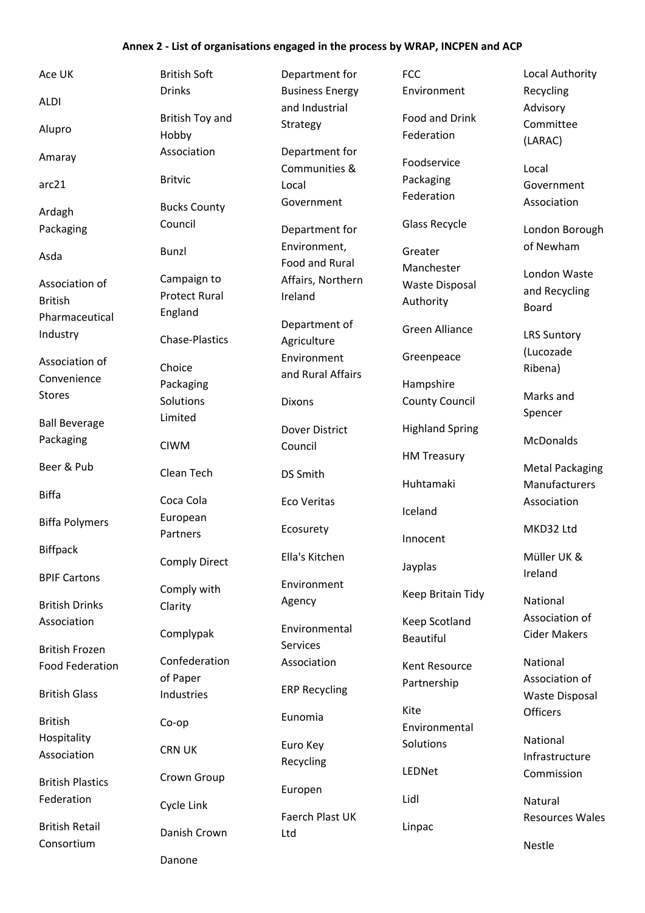**Annex 2 - List of organisations engaged in the process by WRAP, INCPEN and ACP**

Ace UK

ALDI

Alupro

Amaray

arc21

Ardagh Packaging

Asda

Association of British Pharmaceutical Industry

Association of Convenience Stores

Ball Beverage Packaging

Beer & Pub

Biffa

Biffa Polymers

Biffpack

BPIF Cartons

British Drinks Association

British Frozen Food Federation

British Glass

British Hospitality Association

British Plastics Federation

British Retail Consortium

British Soft Drinks

British Toy and Hobby Association

Britvic

Bucks County Council

Bunzl

Campaign to Protect Rural England

Chase-Plastics

Choice Packaging Solutions Limited

CIWM

Clean Tech

Coca Cola European Partners

Comply Direct

Comply with Clarity

Complypak

Confederation of Paper Industries

Co-op

CRN UK

Crown Group

Cycle Link

Danish Crown

Danone

Department for Business Energy and Industrial Strategy

Department for Communities & Local Government

Department for Environment, Food and Rural Affairs, Northern Ireland

Department of Agriculture Environment and Rural Affairs

Dixons

Dover District Council

DS Smith

Eco Veritas

Ecosurety

Ella's Kitchen

Environment Agency

Environmental Services Association

ERP Recycling

Eunomia

Euro Key Recycling

Europen

Faerch Plast UK Ltd

FCC Environment

Food and Drink Federation

Foodservice Packaging Federation

Glass Recycle

Greater Manchester Waste Disposal Authority

Green Alliance

Greenpeace

Hampshire County Council

Highland Spring

HM Treasury

Huhtamaki

Iceland

Innocent

Jayplas

Keep Britain Tidy

Keep Scotland Beautiful

Kent Resource Partnership

Kite Environmental Solutions

LEDNet

Lidl

Linpac

Local Authority Recycling Advisory Committee (LARAC)

Local Government Association

London Borough of Newham

London Waste and Recycling Board

LRS Suntory (Lucozade Ribena)

Marks and Spencer

McDonalds

Metal Packaging Manufacturers Association

MKD32 Ltd

Müller UK & Ireland

National Association of Cider Makers

National Association of Waste Disposal Officers

National Infrastructure Commission

Natural Resources Wales

Nestle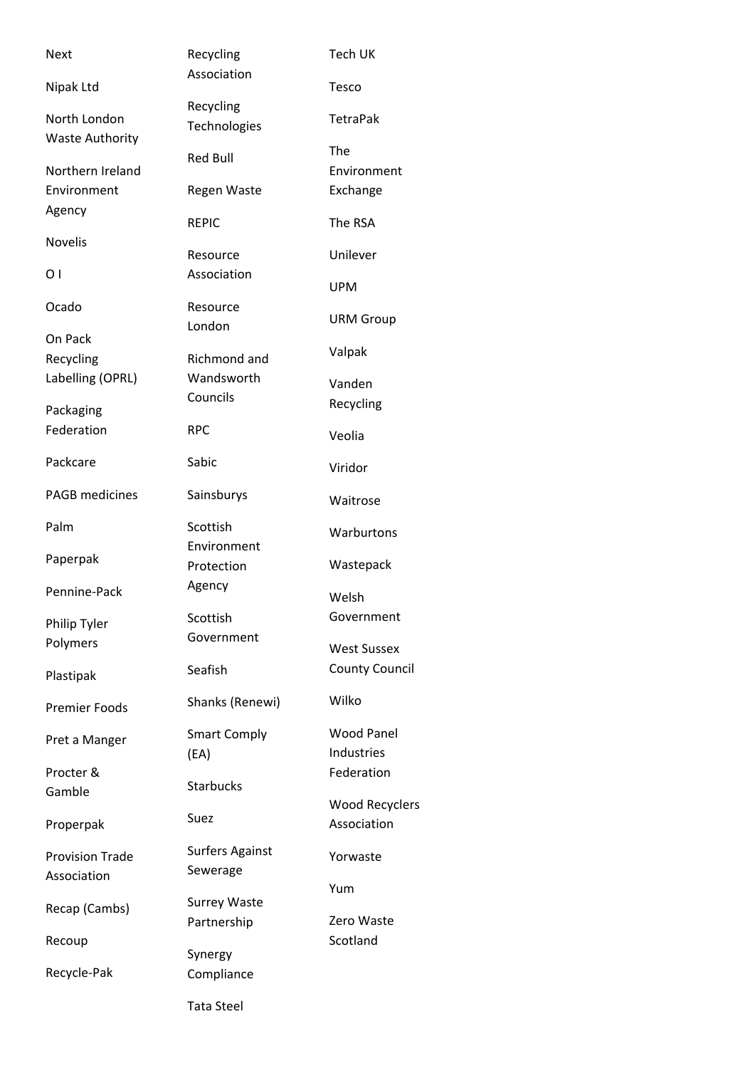Next

Nipak Ltd

North London Waste Authority

Northern Ireland Environment Agency

Novelis

O I

Ocado

On Pack Recycling Labelling (OPRL)

Packaging Federation

Packcare

PAGB medicines

Palm

Paperpak

Pennine-Pack

Philip Tyler Polymers

Plastipak

Premier Foods

Pret a Manger

Procter & Gamble

Properpak

Provision Trade Association

Recap (Cambs)

Recoup

Recycle-Pak

Recycling Association

Recycling Technologies

Red Bull

Regen Waste

REPIC

Resource Association

Resource London

Richmond and Wandsworth Councils

RPC

Sabic

Sainsburys

Scottish Environment Protection Agency

Scottish Government

Seafish

Shanks (Renewi)

Smart Comply (EA)

Starbucks

Suez

Surfers Against Sewerage

Surrey Waste Partnership

Synergy Compliance

Tata Steel

Tech UK

Tesco

TetraPak

The Environment Exchange

The RSA

Unilever

UPM

URM Group

Valpak

Vanden Recycling

Veolia

Viridor

Waitrose

Warburtons

Wastepack

Welsh Government

West Sussex County Council

Wilko

Wood Panel Industries Federation

Wood Recyclers Association

Yorwaste

Yum

Zero Waste Scotland